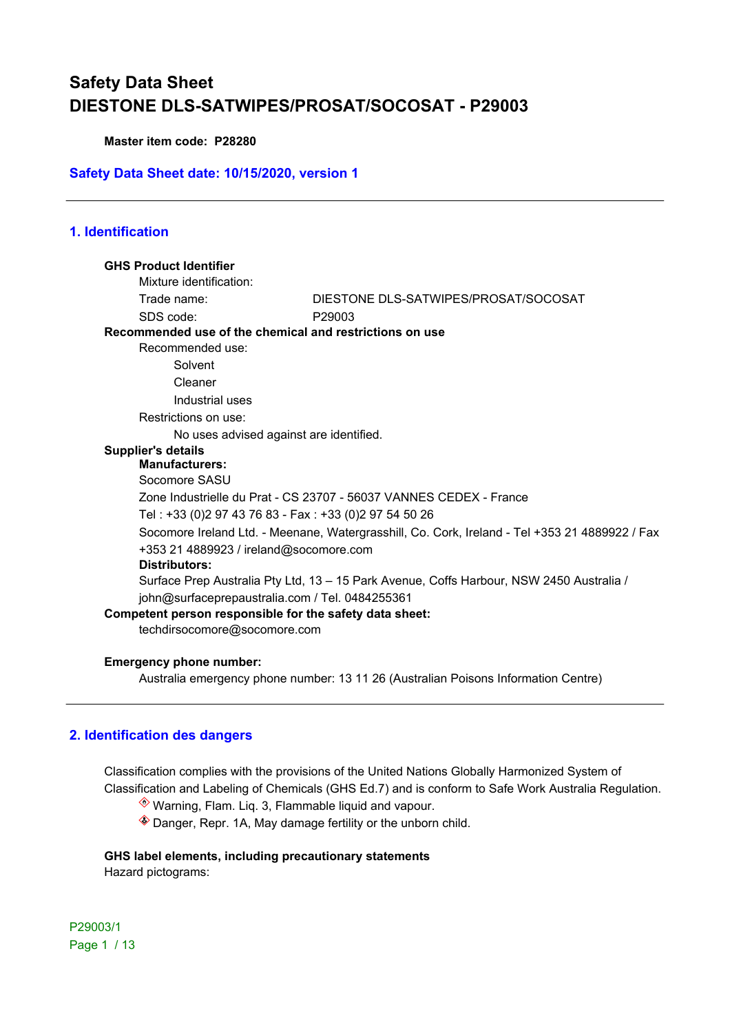# Safety Data Sheet
# DIESTONE DLS-SATWIPES/PROSAT/SOCOSAT - P29003

**Master item code: P28280**

**Safety Data Sheet date: 10/15/2020, version 1**

---

## 1. Identification

**GHS Product Identifier**

Mixture identification:

Trade name: DIESTONE DLS-SATWIPES/PROSAT/SOCOSAT

SDS code: P29003

**Recommended use of the chemical and restrictions on use**

Recommended use:

- Solvent
- Cleaner
- Industrial uses

Restrictions on use:

- No uses advised against are identified.

**Supplier's details**

**Manufacturers:**

Socomore SASU

Zone Industrielle du Prat - CS 23707 - 56037 VANNES CEDEX - France

Tel : +33 (0)2 97 43 76 83 - Fax : +33 (0)2 97 54 50 26

Socomore Ireland Ltd. - Meenane, Watergrasshill, Co. Cork, Ireland - Tel +353 21 4889922 / Fax +353 21 4889923 / ireland@socomore.com

**Distributors:**

Surface Prep Australia Pty Ltd, 13 – 15 Park Avenue, Coffs Harbour, NSW 2450 Australia / john@surfaceprepaustralia.com / Tel. 0484255361

**Competent person responsible for the safety data sheet:**

techdirsocomore@socomore.com

**Emergency phone number:**

Australia emergency phone number: 13 11 26 (Australian Poisons Information Centre)

---

## 2. Identification des dangers

Classification complies with the provisions of the United Nations Globally Harmonized System of Classification and Labeling of Chemicals (GHS Ed.7) and is conform to Safe Work Australia Regulation.

- Warning, Flam. Liq. 3, Flammable liquid and vapour.
- Danger, Repr. 1A, May damage fertility or the unborn child.

**GHS label elements, including precautionary statements**

Hazard pictograms: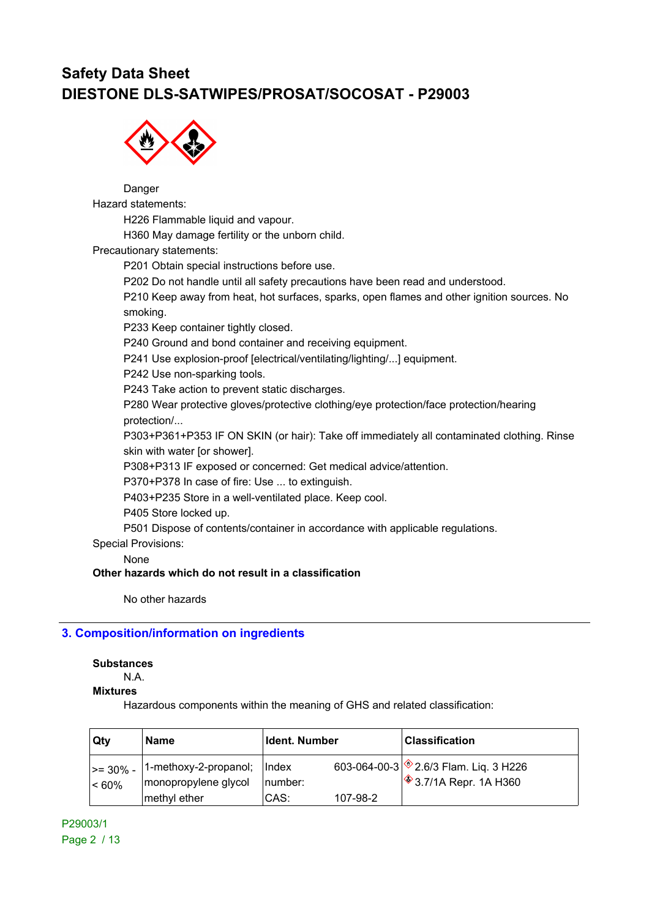# Safety Data Sheet
# DIESTONE DLS-SATWIPES/PROSAT/SOCOSAT - P29003

Danger

Hazard statements:

H226 Flammable liquid and vapour.

H360 May damage fertility or the unborn child.

Precautionary statements:

P201 Obtain special instructions before use.

P202 Do not handle until all safety precautions have been read and understood.

P210 Keep away from heat, hot surfaces, sparks, open flames and other ignition sources. No smoking.

P233 Keep container tightly closed.

P240 Ground and bond container and receiving equipment.

P241 Use explosion-proof [electrical/ventilating/lighting/...] equipment.

P242 Use non-sparking tools.

P243 Take action to prevent static discharges.

P280 Wear protective gloves/protective clothing/eye protection/face protection/hearing protection/...

P303+P361+P353 IF ON SKIN (or hair): Take off immediately all contaminated clothing. Rinse skin with water [or shower].

P308+P313 IF exposed or concerned: Get medical advice/attention.

P370+P378 In case of fire: Use ... to extinguish.

P403+P235 Store in a well-ventilated place. Keep cool.

P405 Store locked up.

P501 Dispose of contents/container in accordance with applicable regulations.

Special Provisions:

None

**Other hazards which do not result in a classification**

No other hazards

## 3. Composition/information on ingredients

**Substances**

N.A.

**Mixtures**

Hazardous components within the meaning of GHS and related classification:

| Qty | Name | Ident. Number | | Classification |
|---|---|---|---|---|
| >= 30% - < 60% | 1-methoxy-2-propanol; monopropylene glycol methyl ether | Index number: | 603-064-00-3 | 2.6/3 Flam. Liq. 3 H226 |
| | | CAS: | 107-98-2 | 3.7/1A Repr. 1A H360 |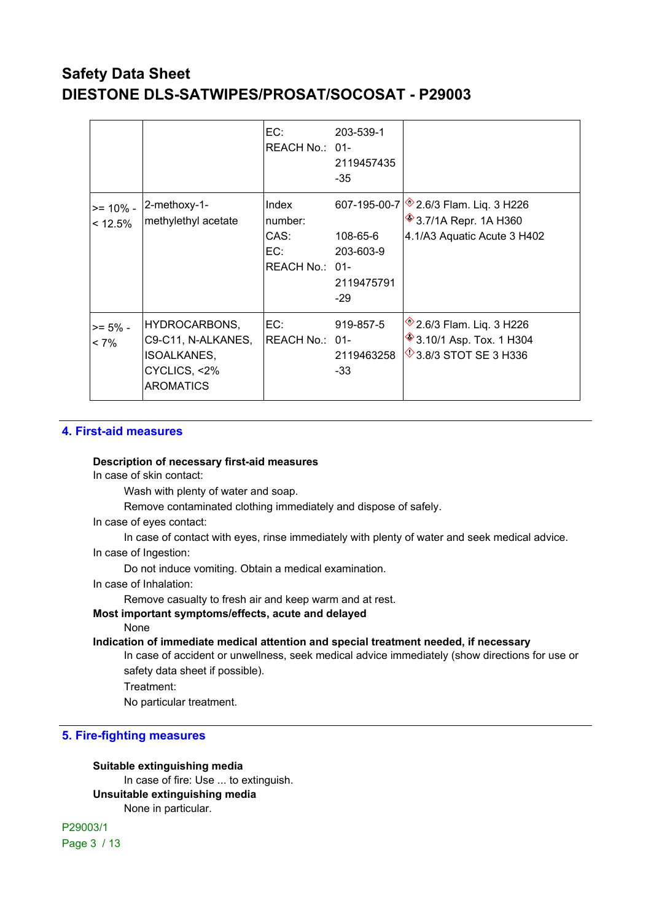| | | | |
|---|---|---|---|
| | | EC: 203-539-1<br>REACH No.: 01-2119457435-35 | |
| >= 10% - < 12.5% | 2-methoxy-1-methylethyl acetate | Index number: 607-195-00-7<br>CAS: 108-65-6<br>EC: 203-603-9<br>REACH No.: 01-2119475791-29 | 2.6/3 Flam. Liq. 3 H226<br>3.7/1A Repr. 1A H360<br>4.1/A3 Aquatic Acute 3 H402 |
| >= 5% - < 7% | HYDROCARBONS, C9-C11, N-ALKANES, ISOALKANES, CYCLICS, <2% AROMATICS | EC: 919-857-5<br>REACH No.: 01-2119463258-33 | 2.6/3 Flam. Liq. 3 H226<br>3.10/1 Asp. Tox. 1 H304<br>3.8/3 STOT SE 3 H336 |

## 4. First-aid measures

**Description of necessary first-aid measures**

In case of skin contact:

Wash with plenty of water and soap.

Remove contaminated clothing immediately and dispose of safely.

In case of eyes contact:

In case of contact with eyes, rinse immediately with plenty of water and seek medical advice.

In case of Ingestion:

Do not induce vomiting. Obtain a medical examination.

In case of Inhalation:

Remove casualty to fresh air and keep warm and at rest.

**Most important symptoms/effects, acute and delayed**

None

**Indication of immediate medical attention and special treatment needed, if necessary**

In case of accident or unwellness, seek medical advice immediately (show directions for use or safety data sheet if possible).

Treatment:

No particular treatment.

## 5. Fire-fighting measures

**Suitable extinguishing media**

In case of fire: Use ... to extinguish.

**Unsuitable extinguishing media**

None in particular.

P29003/1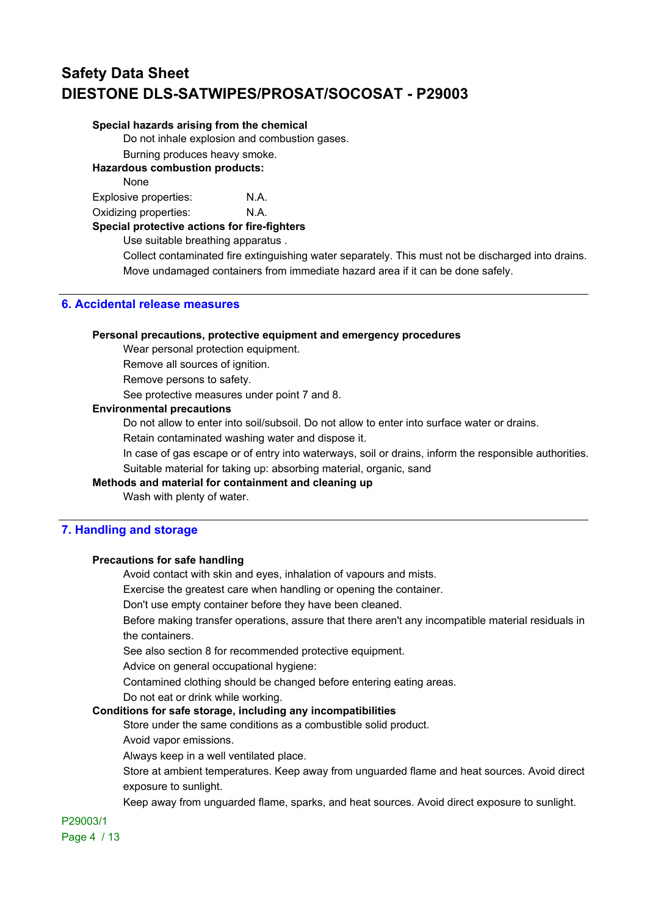**Special hazards arising from the chemical**

Do not inhale explosion and combustion gases.

Burning produces heavy smoke.

**Hazardous combustion products:**

None

Explosive properties: N.A.

Oxidizing properties: N.A.

**Special protective actions for fire-fighters**

Use suitable breathing apparatus .

Collect contaminated fire extinguishing water separately. This must not be discharged into drains.

Move undamaged containers from immediate hazard area if it can be done safely.

## 6. Accidental release measures

**Personal precautions, protective equipment and emergency procedures**

Wear personal protection equipment.

Remove all sources of ignition.

Remove persons to safety.

See protective measures under point 7 and 8.

**Environmental precautions**

Do not allow to enter into soil/subsoil. Do not allow to enter into surface water or drains.

Retain contaminated washing water and dispose it.

In case of gas escape or of entry into waterways, soil or drains, inform the responsible authorities.

Suitable material for taking up: absorbing material, organic, sand

**Methods and material for containment and cleaning up**

Wash with plenty of water.

## 7. Handling and storage

**Precautions for safe handling**

Avoid contact with skin and eyes, inhalation of vapours and mists.

Exercise the greatest care when handling or opening the container.

Don't use empty container before they have been cleaned.

Before making transfer operations, assure that there aren't any incompatible material residuals in the containers.

See also section 8 for recommended protective equipment.

Advice on general occupational hygiene:

Contamined clothing should be changed before entering eating areas.

Do not eat or drink while working.

**Conditions for safe storage, including any incompatibilities**

Store under the same conditions as a combustible solid product.

Avoid vapor emissions.

Always keep in a well ventilated place.

Store at ambient temperatures. Keep away from unguarded flame and heat sources. Avoid direct exposure to sunlight.

Keep away from unguarded flame, sparks, and heat sources. Avoid direct exposure to sunlight.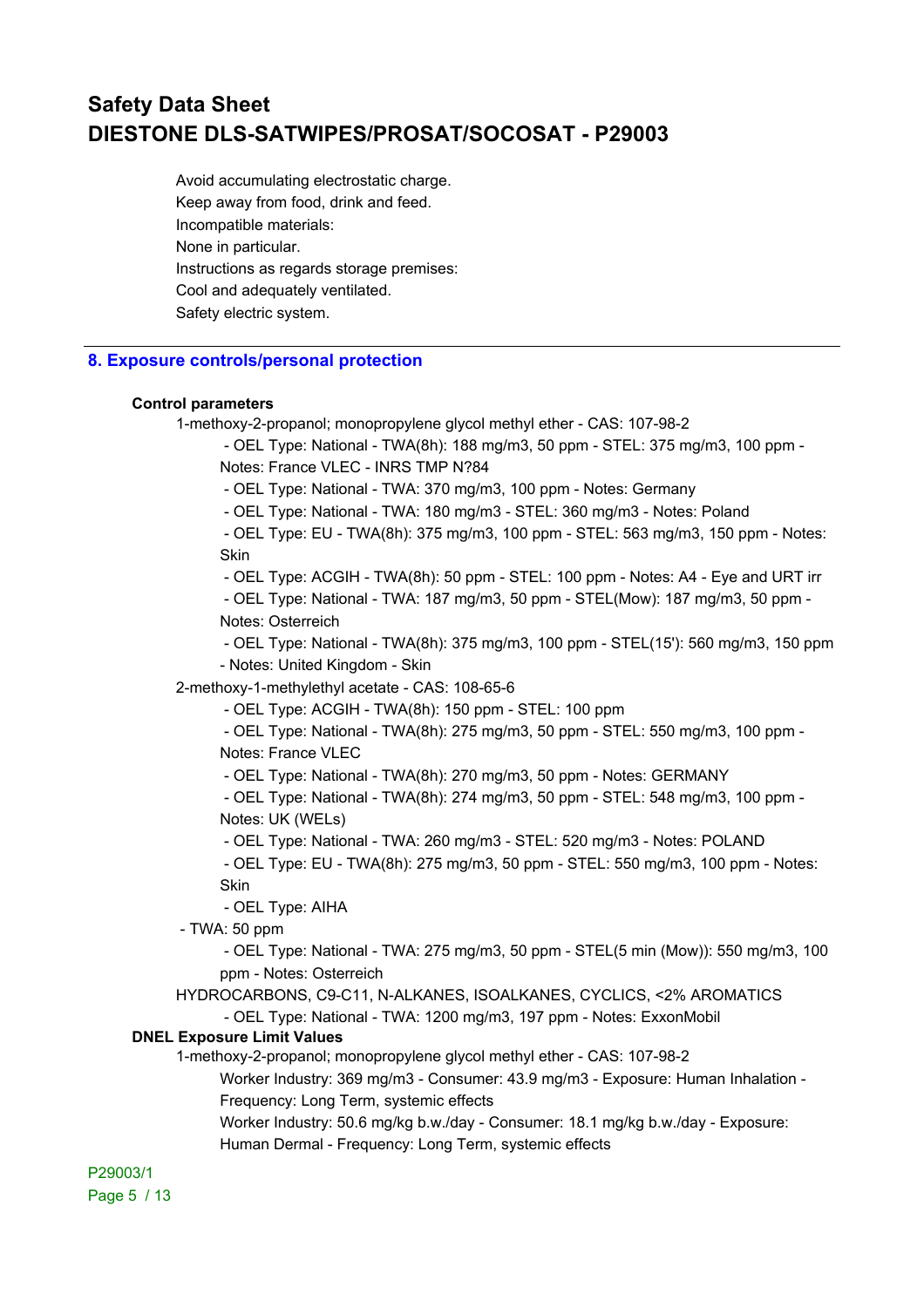Avoid accumulating electrostatic charge.
Keep away from food, drink and feed.
Incompatible materials:
None in particular.
Instructions as regards storage premises:
Cool and adequately ventilated.
Safety electric system.

## 8. Exposure controls/personal protection

**Control parameters**

1-methoxy-2-propanol; monopropylene glycol methyl ether - CAS: 107-98-2

- OEL Type: National - TWA(8h): 188 mg/m3, 50 ppm - STEL: 375 mg/m3, 100 ppm - Notes: France VLEC - INRS TMP N?84
- OEL Type: National - TWA: 370 mg/m3, 100 ppm - Notes: Germany
- OEL Type: National - TWA: 180 mg/m3 - STEL: 360 mg/m3 - Notes: Poland
- OEL Type: EU - TWA(8h): 375 mg/m3, 100 ppm - STEL: 563 mg/m3, 150 ppm - Notes: Skin
- OEL Type: ACGIH - TWA(8h): 50 ppm - STEL: 100 ppm - Notes: A4 - Eye and URT irr
- OEL Type: National - TWA: 187 mg/m3, 50 ppm - STEL(Mow): 187 mg/m3, 50 ppm - Notes: Osterreich
- OEL Type: National - TWA(8h): 375 mg/m3, 100 ppm - STEL(15'): 560 mg/m3, 150 ppm - Notes: United Kingdom - Skin

2-methoxy-1-methylethyl acetate - CAS: 108-65-6

- OEL Type: ACGIH - TWA(8h): 150 ppm - STEL: 100 ppm
- OEL Type: National - TWA(8h): 275 mg/m3, 50 ppm - STEL: 550 mg/m3, 100 ppm - Notes: France VLEC
- OEL Type: National - TWA(8h): 270 mg/m3, 50 ppm - Notes: GERMANY
- OEL Type: National - TWA(8h): 274 mg/m3, 50 ppm - STEL: 548 mg/m3, 100 ppm - Notes: UK (WELs)
- OEL Type: National - TWA: 260 mg/m3 - STEL: 520 mg/m3 - Notes: POLAND
- OEL Type: EU - TWA(8h): 275 mg/m3, 50 ppm - STEL: 550 mg/m3, 100 ppm - Notes: Skin
- OEL Type: AIHA
- TWA: 50 ppm
- OEL Type: National - TWA: 275 mg/m3, 50 ppm - STEL(5 min (Mow)): 550 mg/m3, 100 ppm - Notes: Osterreich

HYDROCARBONS, C9-C11, N-ALKANES, ISOALKANES, CYCLICS, <2% AROMATICS

- OEL Type: National - TWA: 1200 mg/m3, 197 ppm - Notes: ExxonMobil

**DNEL Exposure Limit Values**

1-methoxy-2-propanol; monopropylene glycol methyl ether - CAS: 107-98-2

Worker Industry: 369 mg/m3 - Consumer: 43.9 mg/m3 - Exposure: Human Inhalation - Frequency: Long Term, systemic effects

Worker Industry: 50.6 mg/kg b.w./day - Consumer: 18.1 mg/kg b.w./day - Exposure: Human Dermal - Frequency: Long Term, systemic effects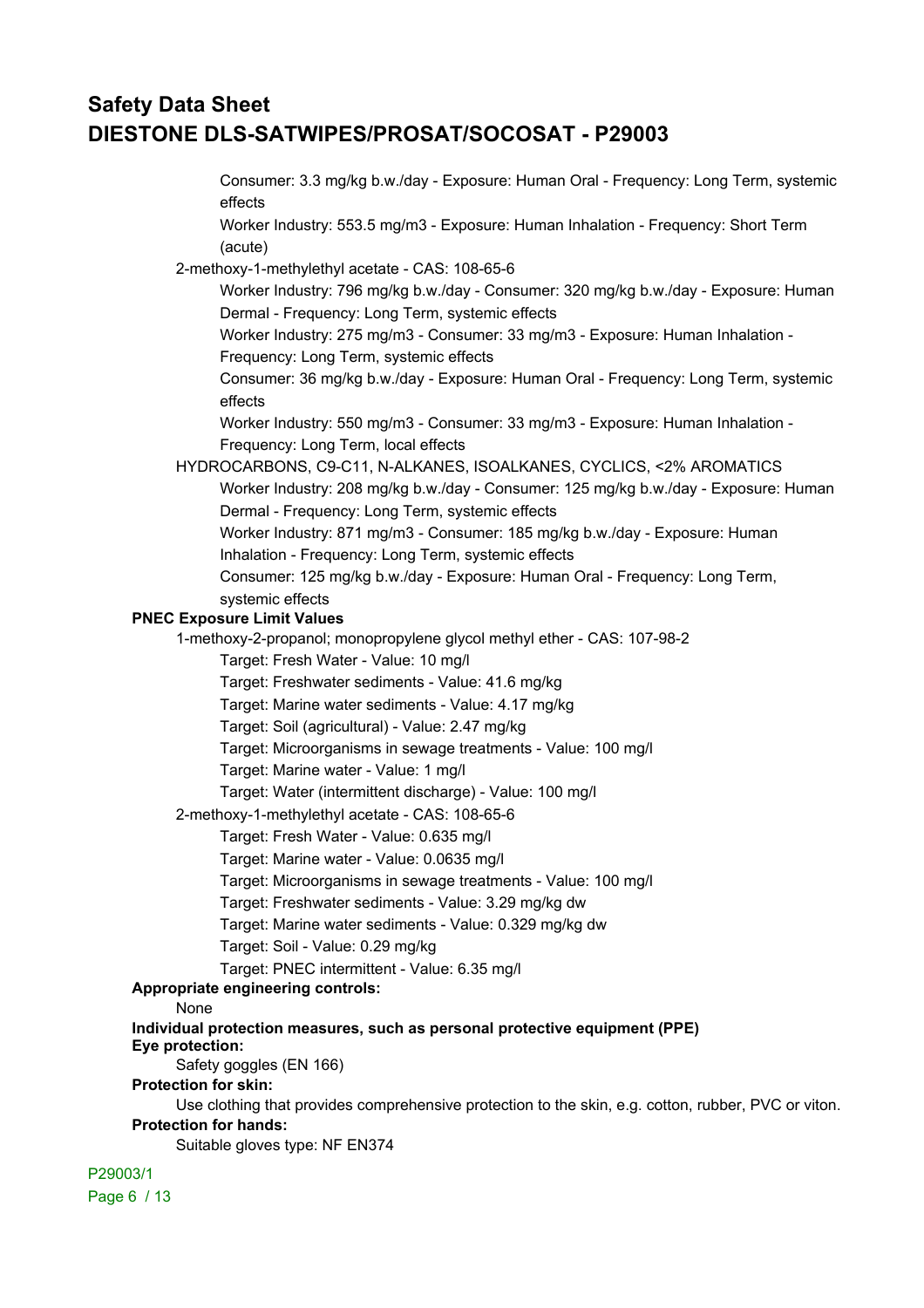Consumer: 3.3 mg/kg b.w./day - Exposure: Human Oral - Frequency: Long Term, systemic effects

Worker Industry: 553.5 mg/m3 - Exposure: Human Inhalation - Frequency: Short Term (acute)

2-methoxy-1-methylethyl acetate - CAS: 108-65-6

Worker Industry: 796 mg/kg b.w./day - Consumer: 320 mg/kg b.w./day - Exposure: Human Dermal - Frequency: Long Term, systemic effects

Worker Industry: 275 mg/m3 - Consumer: 33 mg/m3 - Exposure: Human Inhalation - Frequency: Long Term, systemic effects

Consumer: 36 mg/kg b.w./day - Exposure: Human Oral - Frequency: Long Term, systemic effects

Worker Industry: 550 mg/m3 - Consumer: 33 mg/m3 - Exposure: Human Inhalation - Frequency: Long Term, local effects

HYDROCARBONS, C9-C11, N-ALKANES, ISOALKANES, CYCLICS, <2% AROMATICS

Worker Industry: 208 mg/kg b.w./day - Consumer: 125 mg/kg b.w./day - Exposure: Human Dermal - Frequency: Long Term, systemic effects

Worker Industry: 871 mg/m3 - Consumer: 185 mg/kg b.w./day - Exposure: Human Inhalation - Frequency: Long Term, systemic effects

Consumer: 125 mg/kg b.w./day - Exposure: Human Oral - Frequency: Long Term, systemic effects

**PNEC Exposure Limit Values**

1-methoxy-2-propanol; monopropylene glycol methyl ether - CAS: 107-98-2

Target: Fresh Water - Value: 10 mg/l

Target: Freshwater sediments - Value: 41.6 mg/kg

Target: Marine water sediments - Value: 4.17 mg/kg

Target: Soil (agricultural) - Value: 2.47 mg/kg

Target: Microorganisms in sewage treatments - Value: 100 mg/l

Target: Marine water - Value: 1 mg/l

Target: Water (intermittent discharge) - Value: 100 mg/l

2-methoxy-1-methylethyl acetate - CAS: 108-65-6

Target: Fresh Water - Value: 0.635 mg/l

Target: Marine water - Value: 0.0635 mg/l

Target: Microorganisms in sewage treatments - Value: 100 mg/l

Target: Freshwater sediments - Value: 3.29 mg/kg dw

Target: Marine water sediments - Value: 0.329 mg/kg dw

Target: Soil - Value: 0.29 mg/kg

Target: PNEC intermittent - Value: 6.35 mg/l

**Appropriate engineering controls:**

None

**Individual protection measures, such as personal protective equipment (PPE)**

**Eye protection:**

Safety goggles (EN 166)

**Protection for skin:**

Use clothing that provides comprehensive protection to the skin, e.g. cotton, rubber, PVC or viton.

**Protection for hands:**

Suitable gloves type: NF EN374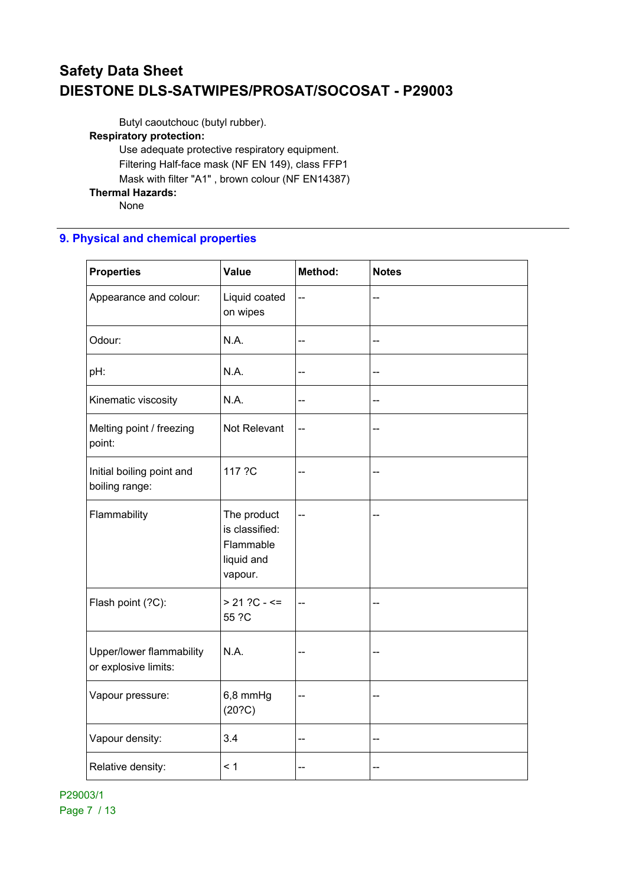Butyl caoutchouc (butyl rubber).

**Respiratory protection:**

Use adequate protective respiratory equipment.
Filtering Half-face mask (NF EN 149), class FFP1
Mask with filter "A1" , brown colour (NF EN14387)

**Thermal Hazards:**

None

## 9. Physical and chemical properties

| Properties | Value | Method: | Notes |
|---|---|---|---|
| Appearance and colour: | Liquid coated on wipes | -- | -- |
| Odour: | N.A. | -- | -- |
| pH: | N.A. | -- | -- |
| Kinematic viscosity | N.A. | -- | -- |
| Melting point / freezing point: | Not Relevant | -- | -- |
| Initial boiling point and boiling range: | 117 ?C | -- | -- |
| Flammability | The product is classified: Flammable liquid and vapour. | -- | -- |
| Flash point (?C): | > 21 ?C - <= 55 ?C | -- | -- |
| Upper/lower flammability or explosive limits: | N.A. | -- | -- |
| Vapour pressure: | 6,8 mmHg (20?C) | -- | -- |
| Vapour density: | 3.4 | -- | -- |
| Relative density: | < 1 | -- | -- |

P29003/1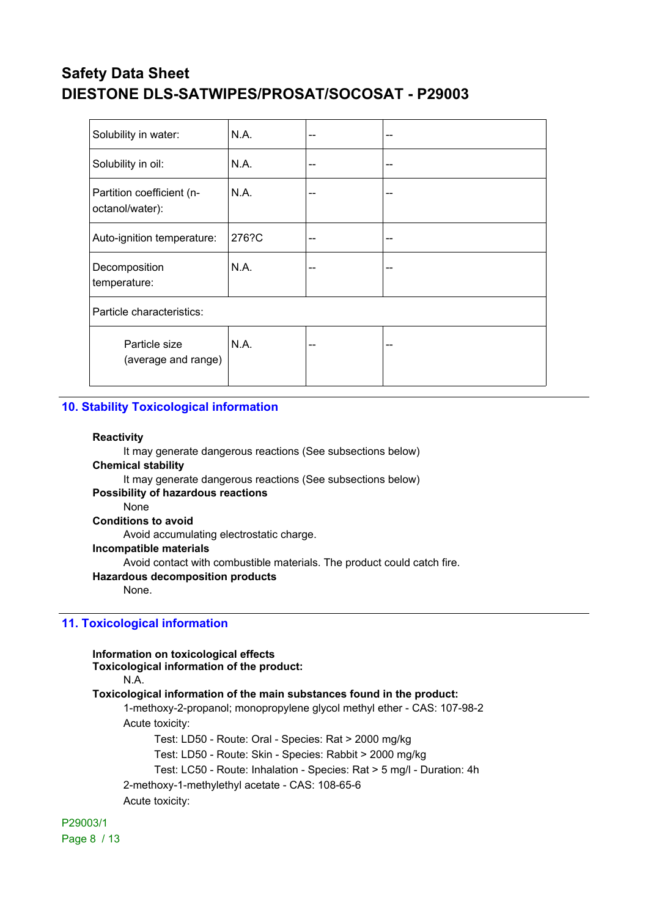| Solubility in water: | N.A. | -- | -- |
|---|---|---|---|
| Solubility in oil: | N.A. | -- | -- |
| Partition coefficient (n-octanol/water): | N.A. | -- | -- |
| Auto-ignition temperature: | 276?C | -- | -- |
| Decomposition temperature: | N.A. | -- | -- |
| Particle characteristics: | | | |
| Particle size (average and range) | N.A. | -- | -- |

## 10. Stability Toxicological information

**Reactivity**

It may generate dangerous reactions (See subsections below)

**Chemical stability**

It may generate dangerous reactions (See subsections below)

**Possibility of hazardous reactions**

None

**Conditions to avoid**

Avoid accumulating electrostatic charge.

**Incompatible materials**

Avoid contact with combustible materials. The product could catch fire.

**Hazardous decomposition products**

None.

## 11. Toxicological information

**Information on toxicological effects**

**Toxicological information of the product:**

N.A.

**Toxicological information of the main substances found in the product:**

1-methoxy-2-propanol; monopropylene glycol methyl ether - CAS: 107-98-2

Acute toxicity:

Test: LD50 - Route: Oral - Species: Rat > 2000 mg/kg

Test: LD50 - Route: Skin - Species: Rabbit > 2000 mg/kg

Test: LC50 - Route: Inhalation - Species: Rat > 5 mg/l - Duration: 4h

2-methoxy-1-methylethyl acetate - CAS: 108-65-6

Acute toxicity:

P29003/1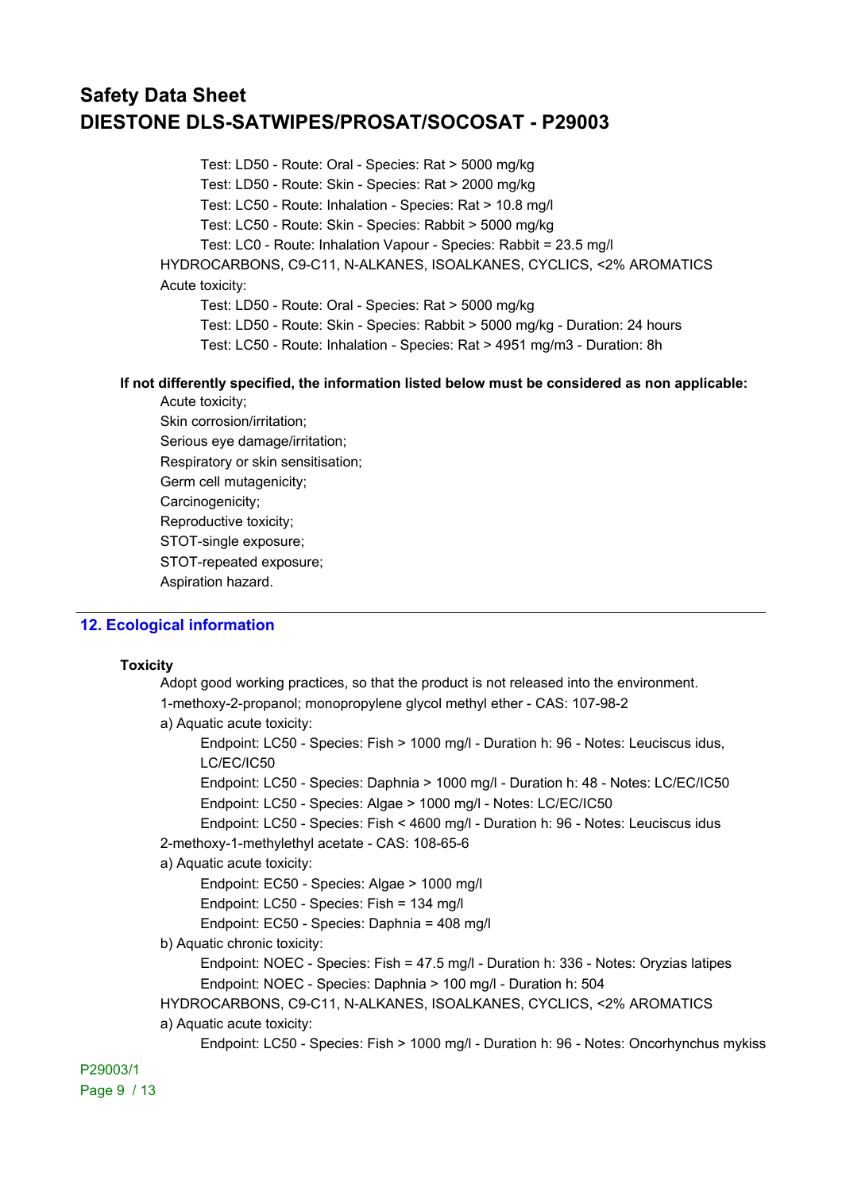Test: LD50 - Route: Oral - Species: Rat > 5000 mg/kg
Test: LD50 - Route: Skin - Species: Rat > 2000 mg/kg
Test: LC50 - Route: Inhalation - Species: Rat > 10.8 mg/l
Test: LC50 - Route: Skin - Species: Rabbit > 5000 mg/kg
Test: LC0 - Route: Inhalation Vapour - Species: Rabbit = 23.5 mg/l

HYDROCARBONS, C9-C11, N-ALKANES, ISOALKANES, CYCLICS, <2% AROMATICS

Acute toxicity:

Test: LD50 - Route: Oral - Species: Rat > 5000 mg/kg
Test: LD50 - Route: Skin - Species: Rabbit > 5000 mg/kg - Duration: 24 hours
Test: LC50 - Route: Inhalation - Species: Rat > 4951 mg/m3 - Duration: 8h

**If not differently specified, the information listed below must be considered as non applicable:**

Acute toxicity;
Skin corrosion/irritation;
Serious eye damage/irritation;
Respiratory or skin sensitisation;
Germ cell mutagenicity;
Carcinogenicity;
Reproductive toxicity;
STOT-single exposure;
STOT-repeated exposure;
Aspiration hazard.

## 12. Ecological information

**Toxicity**

Adopt good working practices, so that the product is not released into the environment.

1-methoxy-2-propanol; monopropylene glycol methyl ether - CAS: 107-98-2

a) Aquatic acute toxicity:

Endpoint: LC50 - Species: Fish > 1000 mg/l - Duration h: 96 - Notes: Leuciscus idus, LC/EC/IC50
Endpoint: LC50 - Species: Daphnia > 1000 mg/l - Duration h: 48 - Notes: LC/EC/IC50
Endpoint: LC50 - Species: Algae > 1000 mg/l - Notes: LC/EC/IC50
Endpoint: LC50 - Species: Fish < 4600 mg/l - Duration h: 96 - Notes: Leuciscus idus

2-methoxy-1-methylethyl acetate - CAS: 108-65-6

a) Aquatic acute toxicity:

Endpoint: EC50 - Species: Algae > 1000 mg/l
Endpoint: LC50 - Species: Fish = 134 mg/l
Endpoint: EC50 - Species: Daphnia = 408 mg/l

b) Aquatic chronic toxicity:

Endpoint: NOEC - Species: Fish = 47.5 mg/l - Duration h: 336 - Notes: Oryzias latipes
Endpoint: NOEC - Species: Daphnia > 100 mg/l - Duration h: 504

HYDROCARBONS, C9-C11, N-ALKANES, ISOALKANES, CYCLICS, <2% AROMATICS

a) Aquatic acute toxicity:

Endpoint: LC50 - Species: Fish > 1000 mg/l - Duration h: 96 - Notes: Oncorhynchus mykiss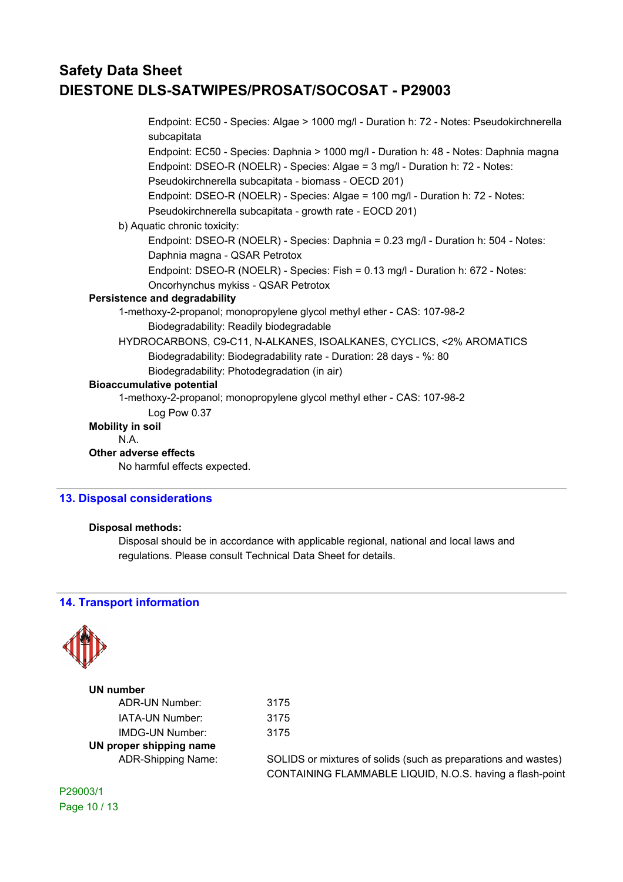Endpoint: EC50 - Species: Algae > 1000 mg/l - Duration h: 72 - Notes: Pseudokirchnerella subcapitata

Endpoint: EC50 - Species: Daphnia > 1000 mg/l - Duration h: 48 - Notes: Daphnia magna

Endpoint: DSEO-R (NOELR) - Species: Algae = 3 mg/l - Duration h: 72 - Notes: Pseudokirchnerella subcapitata - biomass - OECD 201)

Endpoint: DSEO-R (NOELR) - Species: Algae = 100 mg/l - Duration h: 72 - Notes: Pseudokirchnerella subcapitata - growth rate - EOCD 201)

b) Aquatic chronic toxicity:

Endpoint: DSEO-R (NOELR) - Species: Daphnia = 0.23 mg/l - Duration h: 504 - Notes: Daphnia magna - QSAR Petrotox

Endpoint: DSEO-R (NOELR) - Species: Fish = 0.13 mg/l - Duration h: 672 - Notes: Oncorhynchus mykiss - QSAR Petrotox

**Persistence and degradability**

1-methoxy-2-propanol; monopropylene glycol methyl ether - CAS: 107-98-2

Biodegradability: Readily biodegradable

HYDROCARBONS, C9-C11, N-ALKANES, ISOALKANES, CYCLICS, <2% AROMATICS

Biodegradability: Biodegradability rate - Duration: 28 days - %: 80

Biodegradability: Photodegradation (in air)

**Bioaccumulative potential**

1-methoxy-2-propanol; monopropylene glycol methyl ether - CAS: 107-98-2

Log Pow 0.37

**Mobility in soil**

N.A.

**Other adverse effects**

No harmful effects expected.

## 13. Disposal considerations

**Disposal methods:**

Disposal should be in accordance with applicable regional, national and local laws and regulations. Please consult Technical Data Sheet for details.

## 14. Transport information

**UN number**

| | |
|---|---|
| ADR-UN Number: | 3175 |
| IATA-UN Number: | 3175 |
| IMDG-UN Number: | 3175 |

**UN proper shipping name**

| | |
|---|---|
| ADR-Shipping Name: | SOLIDS or mixtures of solids (such as preparations and wastes) CONTAINING FLAMMABLE LIQUID, N.O.S. having a flash-point |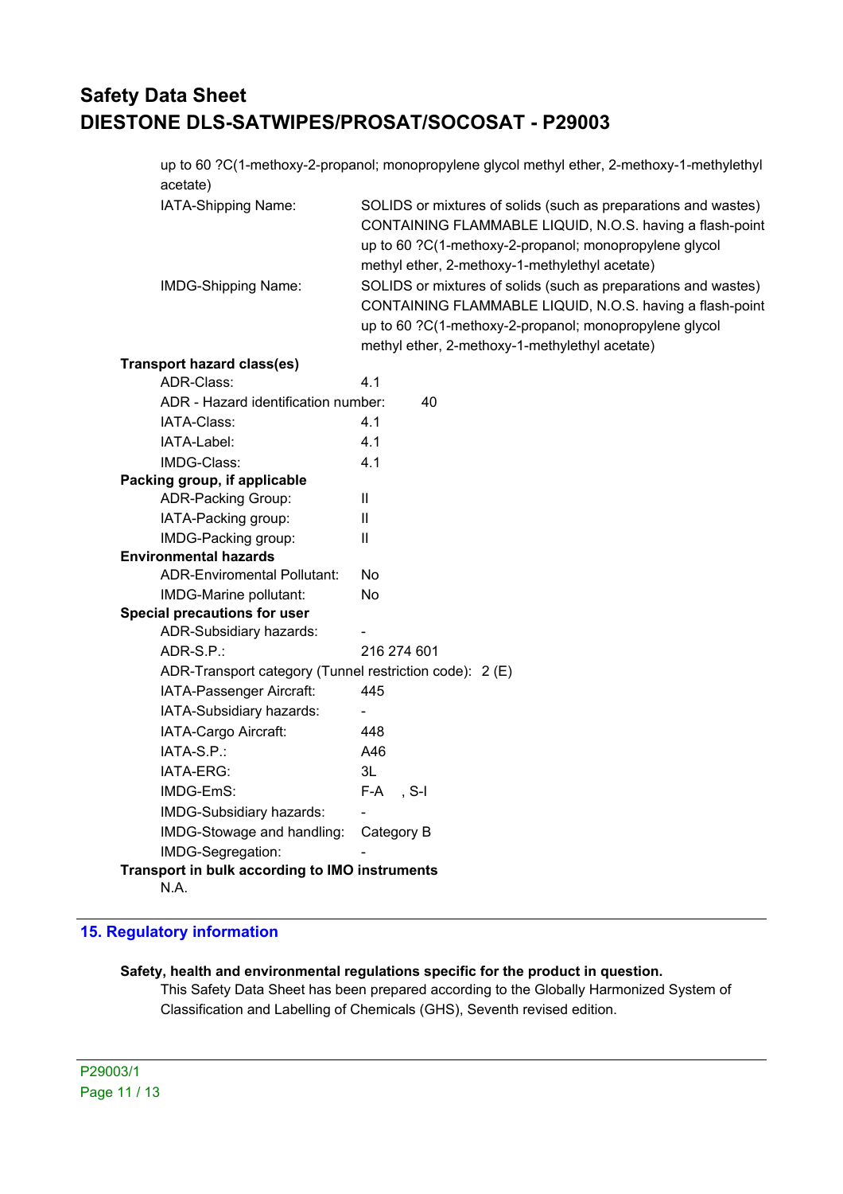up to 60 ?C(1-methoxy-2-propanol; monopropylene glycol methyl ether, 2-methoxy-1-methylethyl acetate)

| | |
|---|---|
| IATA-Shipping Name: | SOLIDS or mixtures of solids (such as preparations and wastes) CONTAINING FLAMMABLE LIQUID, N.O.S. having a flash-point up to 60 ?C(1-methoxy-2-propanol; monopropylene glycol methyl ether, 2-methoxy-1-methylethyl acetate) |
| IMDG-Shipping Name: | SOLIDS or mixtures of solids (such as preparations and wastes) CONTAINING FLAMMABLE LIQUID, N.O.S. having a flash-point up to 60 ?C(1-methoxy-2-propanol; monopropylene glycol methyl ether, 2-methoxy-1-methylethyl acetate) |

**Transport hazard class(es)**

| | |
|---|---|
| ADR-Class: | 4.1 |
| ADR - Hazard identification number: | 40 |
| IATA-Class: | 4.1 |
| IATA-Label: | 4.1 |
| IMDG-Class: | 4.1 |

**Packing group, if applicable**

| | |
|---|---|
| ADR-Packing Group: | II |
| IATA-Packing group: | II |
| IMDG-Packing group: | II |

**Environmental hazards**

| | |
|---|---|
| ADR-Enviromental Pollutant: | No |
| IMDG-Marine pollutant: | No |

**Special precautions for user**

| | |
|---|---|
| ADR-Subsidiary hazards: | - |
| ADR-S.P.: | 216 274 601 |
| ADR-Transport category (Tunnel restriction code): | 2 (E) |
| IATA-Passenger Aircraft: | 445 |
| IATA-Subsidiary hazards: | - |
| IATA-Cargo Aircraft: | 448 |
| IATA-S.P.: | A46 |
| IATA-ERG: | 3L |
| IMDG-EmS: | F-A , S-I |
| IMDG-Subsidiary hazards: | - |
| IMDG-Stowage and handling: | Category B |
| IMDG-Segregation: | - |

**Transport in bulk according to IMO instruments**

N.A.

## 15. Regulatory information

**Safety, health and environmental regulations specific for the product in question.**

This Safety Data Sheet has been prepared according to the Globally Harmonized System of Classification and Labelling of Chemicals (GHS), Seventh revised edition.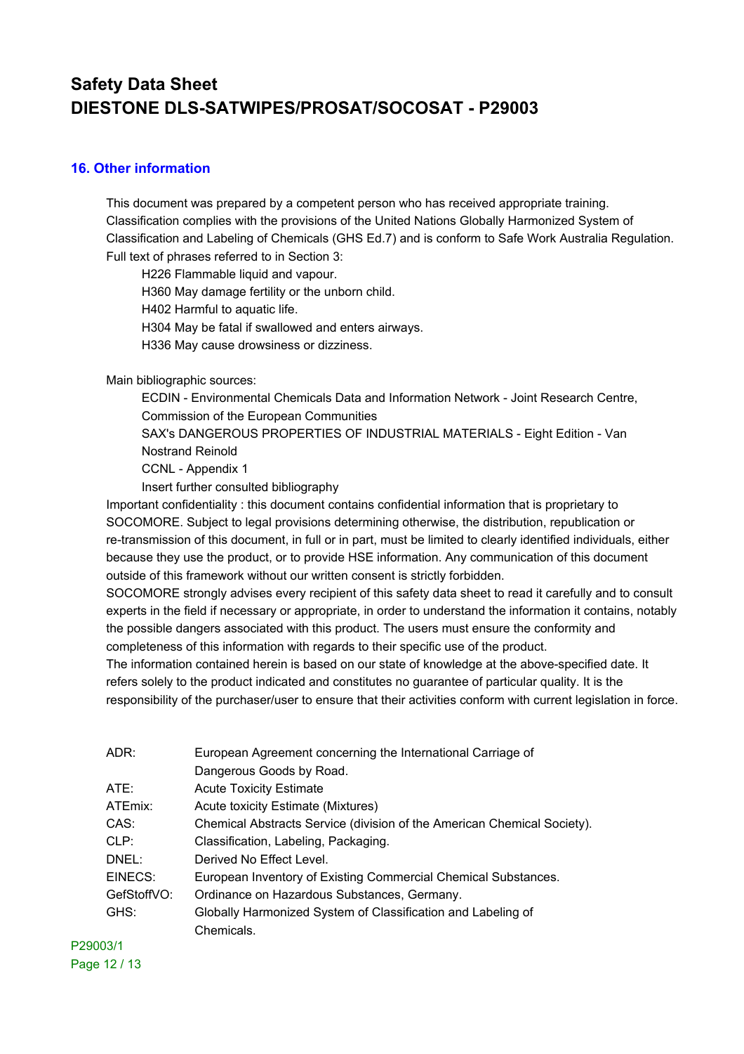# Safety Data Sheet
# DIESTONE DLS-SATWIPES/PROSAT/SOCOSAT - P29003

## 16. Other information

This document was prepared by a competent person who has received appropriate training.
Classification complies with the provisions of the United Nations Globally Harmonized System of Classification and Labeling of Chemicals (GHS Ed.7) and is conform to Safe Work Australia Regulation.
Full text of phrases referred to in Section 3:

- H226 Flammable liquid and vapour.
- H360 May damage fertility or the unborn child.
- H402 Harmful to aquatic life.
- H304 May be fatal if swallowed and enters airways.
- H336 May cause drowsiness or dizziness.

Main bibliographic sources:

- ECDIN - Environmental Chemicals Data and Information Network - Joint Research Centre, Commission of the European Communities
- SAX's DANGEROUS PROPERTIES OF INDUSTRIAL MATERIALS - Eight Edition - Van Nostrand Reinold
- CCNL - Appendix 1
- Insert further consulted bibliography

Important confidentiality : this document contains confidential information that is proprietary to SOCOMORE. Subject to legal provisions determining otherwise, the distribution, republication or re-transmission of this document, in full or in part, must be limited to clearly identified individuals, either because they use the product, or to provide HSE information. Any communication of this document outside of this framework without our written consent is strictly forbidden.
SOCOMORE strongly advises every recipient of this safety data sheet to read it carefully and to consult experts in the field if necessary or appropriate, in order to understand the information it contains, notably the possible dangers associated with this product. The users must ensure the conformity and completeness of this information with regards to their specific use of the product.
The information contained herein is based on our state of knowledge at the above-specified date. It refers solely to the product indicated and constitutes no guarantee of particular quality. It is the responsibility of the purchaser/user to ensure that their activities conform with current legislation in force.

| | |
|---|---|
| ADR: | European Agreement concerning the International Carriage of Dangerous Goods by Road. |
| ATE: | Acute Toxicity Estimate |
| ATEmix: | Acute toxicity Estimate (Mixtures) |
| CAS: | Chemical Abstracts Service (division of the American Chemical Society). |
| CLP: | Classification, Labeling, Packaging. |
| DNEL: | Derived No Effect Level. |
| EINECS: | European Inventory of Existing Commercial Chemical Substances. |
| GefStoffVO: | Ordinance on Hazardous Substances, Germany. |
| GHS: | Globally Harmonized System of Classification and Labeling of Chemicals. |

P29003/1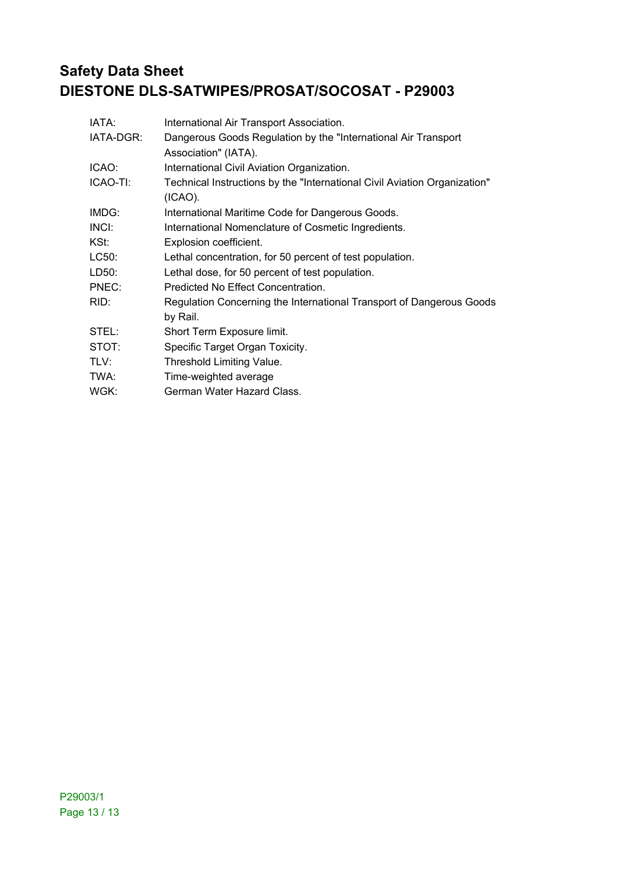| | |
|---|---|
| IATA: | International Air Transport Association. |
| IATA-DGR: | Dangerous Goods Regulation by the "International Air Transport Association" (IATA). |
| ICAO: | International Civil Aviation Organization. |
| ICAO-TI: | Technical Instructions by the "International Civil Aviation Organization" (ICAO). |
| IMDG: | International Maritime Code for Dangerous Goods. |
| INCI: | International Nomenclature of Cosmetic Ingredients. |
| KSt: | Explosion coefficient. |
| LC50: | Lethal concentration, for 50 percent of test population. |
| LD50: | Lethal dose, for 50 percent of test population. |
| PNEC: | Predicted No Effect Concentration. |
| RID: | Regulation Concerning the International Transport of Dangerous Goods by Rail. |
| STEL: | Short Term Exposure limit. |
| STOT: | Specific Target Organ Toxicity. |
| TLV: | Threshold Limiting Value. |
| TWA: | Time-weighted average |
| WGK: | German Water Hazard Class. |